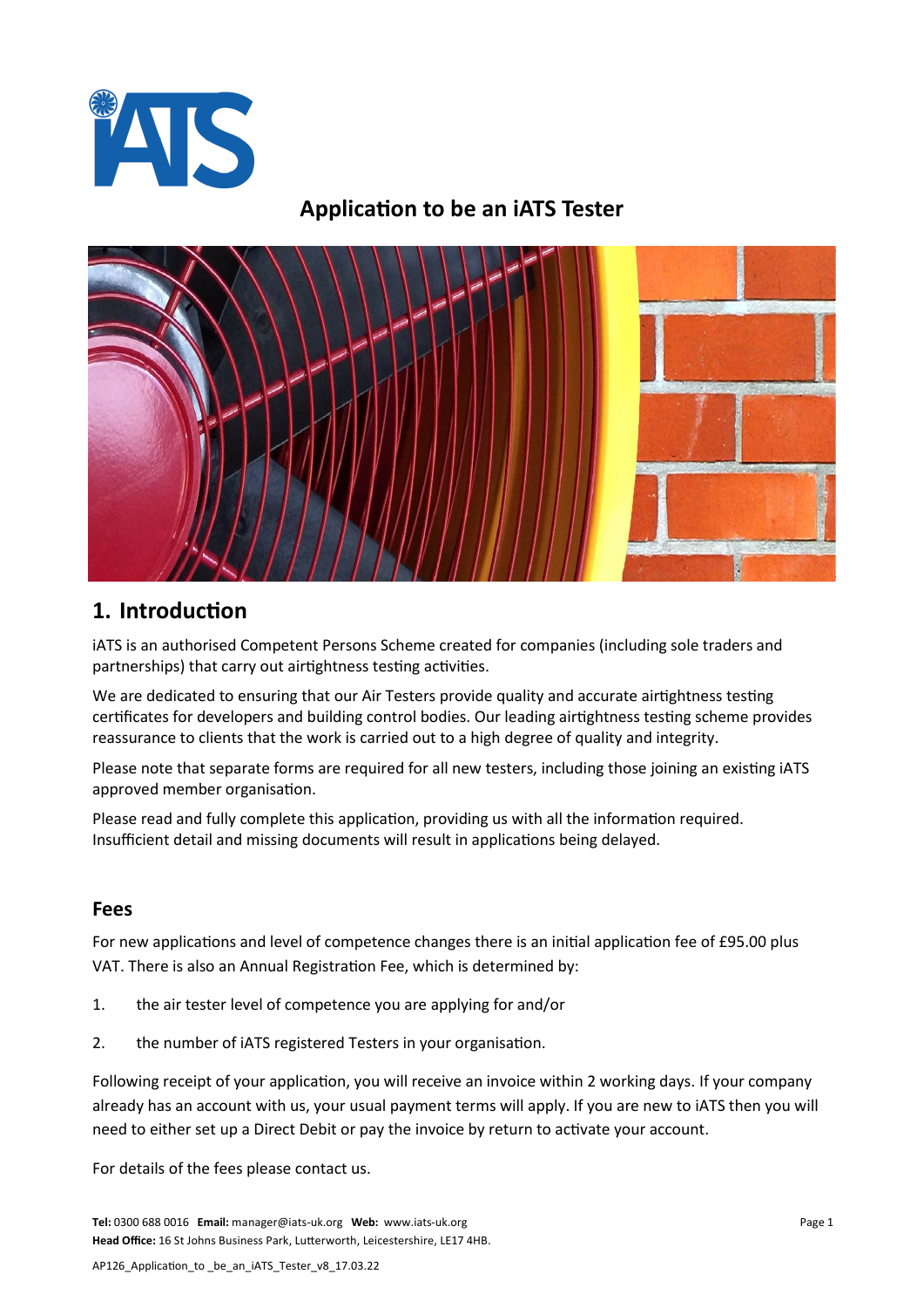# Application to be an iATS Tester

## 1. Introduction

iATS is an authorised Competent Persons Scheme created for companies (including sole traders and partnerships) that carry out airtightness testing activities.

We are dedicated to ensuring that our Air Testers provide quality and accurate airtightness testing certificates for developers and building control bodies. Our leading airtightness testing scheme provides reassurance to clients that the work is carried out to a high degree of quality and integrity.

Please note that separate forms are required for all new testers, including those joining an existing iATS approved member organisation.

Please read and fully complete this application, providing us with all the information required. Insufficient detail and missing documents will result in applications being delayed.

### Fees

For new applications and level of competence changes there is an initial application fee of £95.00 plus VAT. There is also an Annual Registration Fee, which is determined by:

1. the air tester level of competence you are applying for and/or
2. the number of iATS registered Testers in your organisation.

Following receipt of your application, you will receive an invoice within 2 working days. If your company already has an account with us, your usual payment terms will apply. If you are new to iATS then you will need to either set up a Direct Debit or pay the invoice by return to activate your account.

For details of the fees please contact us.

**Tel:** 0300 688 0016 **Email:** manager@iats-uk.org **Web:** www.iats-uk.org
**Head Office:** 16 St Johns Business Park, Lutterworth, Leicestershire, LE17 4HB.

AP126_Application_to _be_an_iATS_Tester_v8_17.03.22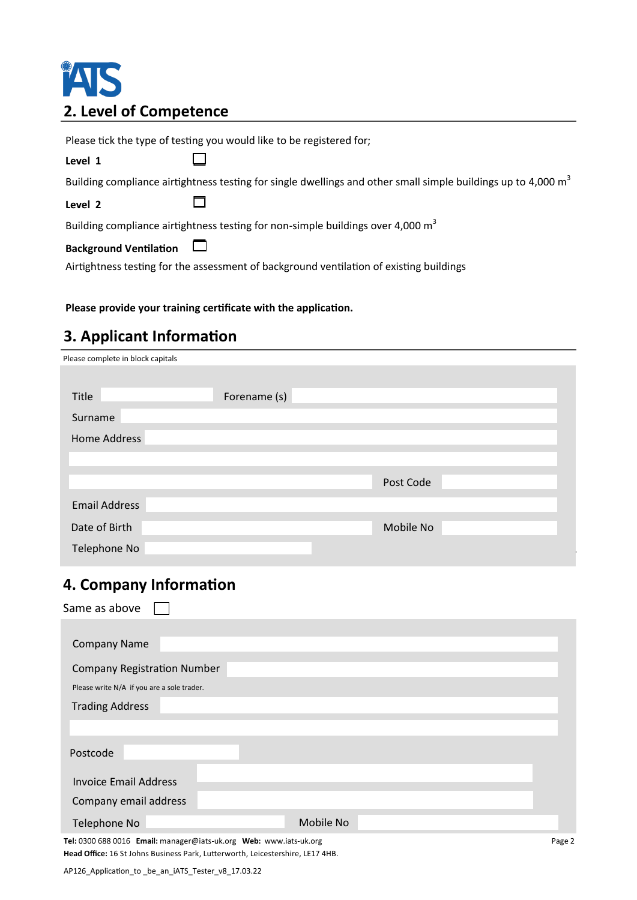## 2. Level of Competence

Please tick the type of testing you would like to be registered for;

**Level 1** ☐

Building compliance airtightness testing for single dwellings and other small simple buildings up to 4,000 $m^3$

**Level 2** ☐

Building compliance airtightness testing for non-simple buildings over 4,000 $m^3$

**Background Ventilation** ☐

Airtightness testing for the assessment of background ventilation of existing buildings

**Please provide your training certificate with the application.**

## 3. Applicant Information

Please complete in block capitals

Title ____ Forename (s) ____

Surname ____

Home Address ____

____

____ Post Code ____

Email Address ____

Date of Birth ____ Mobile No ____

Telephone No ____

## 4. Company Information

Same as above ☐

Company Name ____

Company Registration Number ____

Please write N/A if you are a sole trader.

Trading Address ____

____

Postcode ____

Invoice Email Address ____

Company email address ____

Telephone No ____ Mobile No ____

**Tel:** 0300 688 0016 **Email:** manager@iats-uk.org **Web:** www.iats-uk.org

**Head Office:** 16 St Johns Business Park, Lutterworth, Leicestershire, LE17 4HB.

AP126_Application_to _be_an_iATS_Tester_v8_17.03.22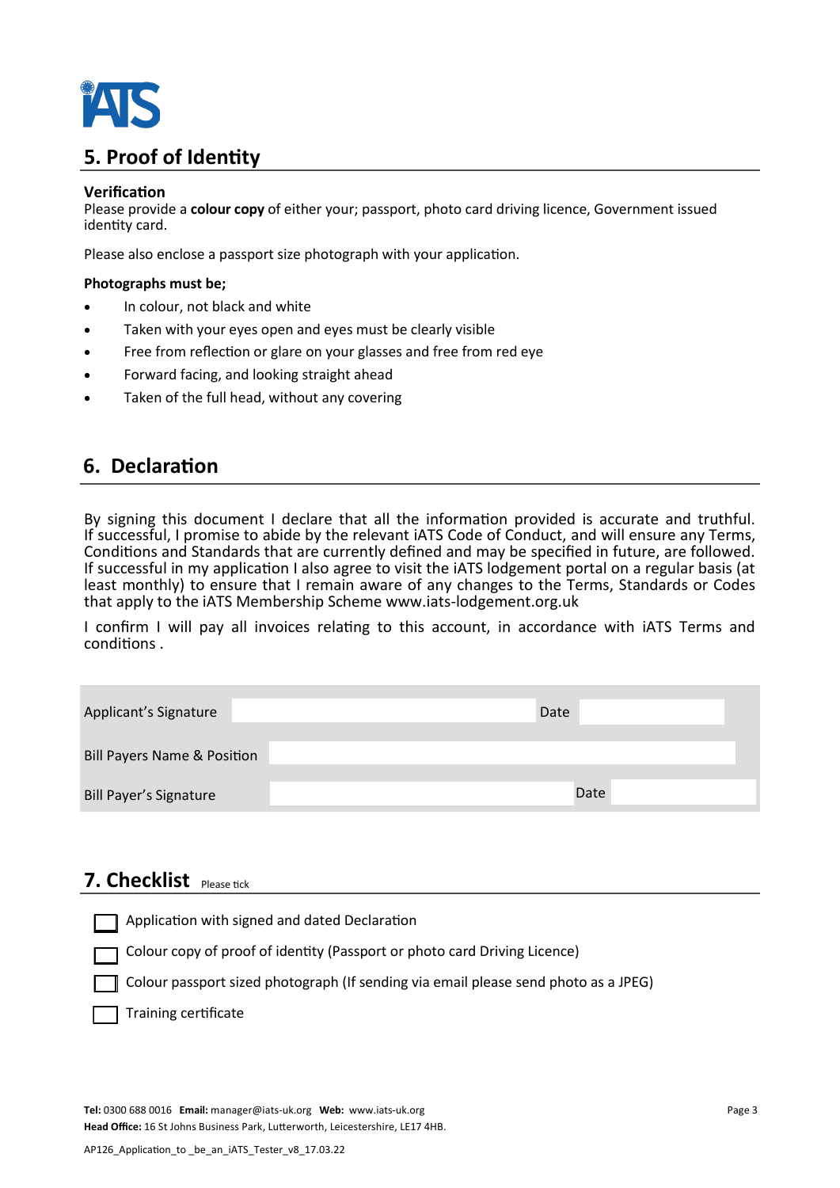## 5. Proof of Identity

**Verification**

Please provide a **colour copy** of either your; passport, photo card driving licence, Government issued identity card.

Please also enclose a passport size photograph with your application.

**Photographs must be;**

- In colour, not black and white
- Taken with your eyes open and eyes must be clearly visible
- Free from reflection or glare on your glasses and free from red eye
- Forward facing, and looking straight ahead
- Taken of the full head, without any covering

## 6. Declaration

By signing this document I declare that all the information provided is accurate and truthful. If successful, I promise to abide by the relevant iATS Code of Conduct, and will ensure any Terms, Conditions and Standards that are currently defined and may be specified in future, are followed. If successful in my application I also agree to visit the iATS lodgement portal on a regular basis (at least monthly) to ensure that I remain aware of any changes to the Terms, Standards or Codes that apply to the iATS Membership Scheme www.iats-lodgement.org.uk

I confirm I will pay all invoices relating to this account, in accordance with iATS Terms and conditions .

| | | | |
|---|---|---|---|
| Applicant's Signature | | Date | |
| Bill Payers Name & Position | | | |
| Bill Payer's Signature | | Date | |

## 7. Checklist Please tick

- ☐ Application with signed and dated Declaration
- ☐ Colour copy of proof of identity (Passport or photo card Driving Licence)
- ☐ Colour passport sized photograph (If sending via email please send photo as a JPEG)
- ☐ Training certificate

**Tel:** 0300 688 0016 **Email:** manager@iats-uk.org **Web:** www.iats-uk.org
**Head Office:** 16 St Johns Business Park, Lutterworth, Leicestershire, LE17 4HB.

AP126_Application_to _be_an_iATS_Tester_v8_17.03.22